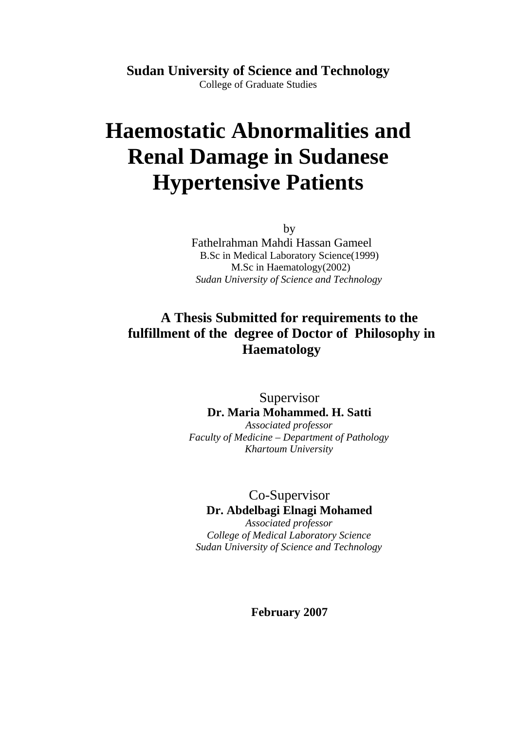**Sudan University of Science and Technology**
College of Graduate Studies

# Haemostatic Abnormalities and Renal Damage in Sudanese Hypertensive Patients

by
Fathelrahman Mahdi Hassan Gameel
B.Sc in Medical Laboratory Science(1999)
M.Sc in Haematology(2002)
*Sudan University of Science and Technology*

**A Thesis Submitted for requirements to the fulfillment of the degree of Doctor of Philosophy in Haematology**

Supervisor
**Dr. Maria Mohammed. H. Satti**
*Associated professor*
*Faculty of Medicine – Department of Pathology*
*Khartoum University*

Co-Supervisor
**Dr. Abdelbagi Elnagi Mohamed**
*Associated professor*
*College of Medical Laboratory Science*
*Sudan University of Science and Technology*

**February 2007**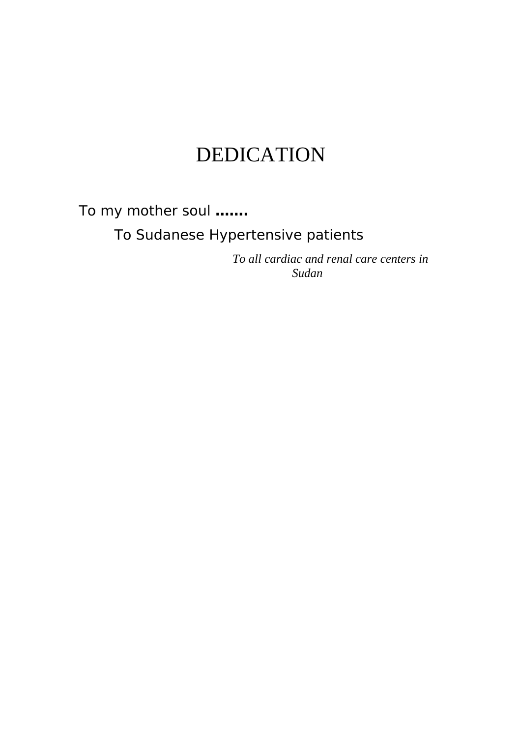# DEDICATION

To my mother soul **.......**

To Sudanese Hypertensive patients

*To all cardiac and renal care centers in Sudan*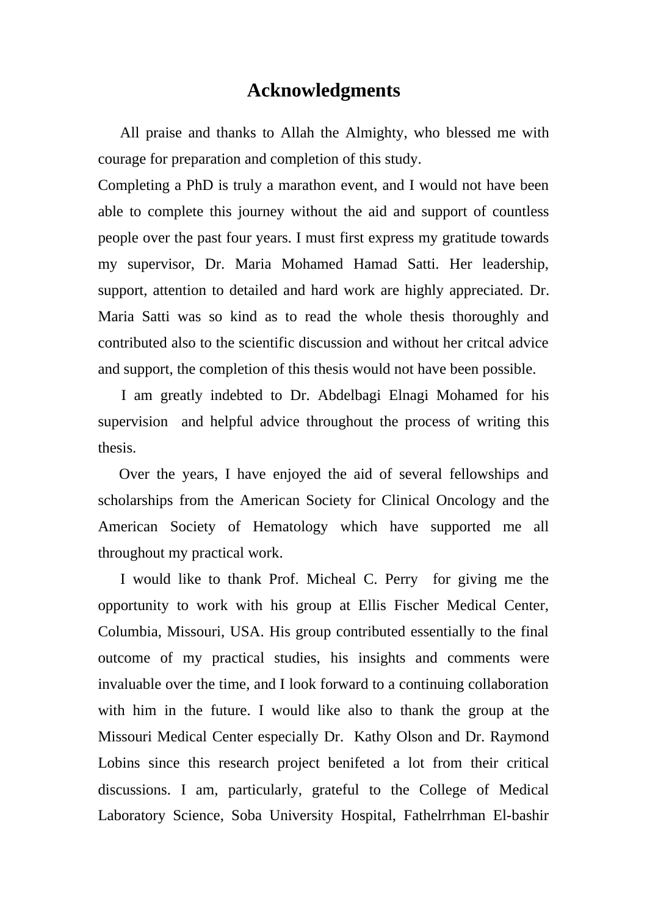# Acknowledgments

All praise and thanks to Allah the Almighty, who blessed me with courage for preparation and completion of this study.

Completing a PhD is truly a marathon event, and I would not have been able to complete this journey without the aid and support of countless people over the past four years. I must first express my gratitude towards my supervisor, Dr. Maria Mohamed Hamad Satti. Her leadership, support, attention to detailed and hard work are highly appreciated. Dr. Maria Satti was so kind as to read the whole thesis thoroughly and contributed also to the scientific discussion and without her critcal advice and support, the completion of this thesis would not have been possible.

I am greatly indebted to Dr. Abdelbagi Elnagi Mohamed for his supervision and helpful advice throughout the process of writing this thesis.

Over the years, I have enjoyed the aid of several fellowships and scholarships from the American Society for Clinical Oncology and the American Society of Hematology which have supported me all throughout my practical work.

I would like to thank Prof. Micheal C. Perry for giving me the opportunity to work with his group at Ellis Fischer Medical Center, Columbia, Missouri, USA. His group contributed essentially to the final outcome of my practical studies, his insights and comments were invaluable over the time, and I look forward to a continuing collaboration with him in the future. I would like also to thank the group at the Missouri Medical Center especially Dr. Kathy Olson and Dr. Raymond Lobins since this research project benifeted a lot from their critical discussions. I am, particularly, grateful to the College of Medical Laboratory Science, Soba University Hospital, Fathelrrhman El-bashir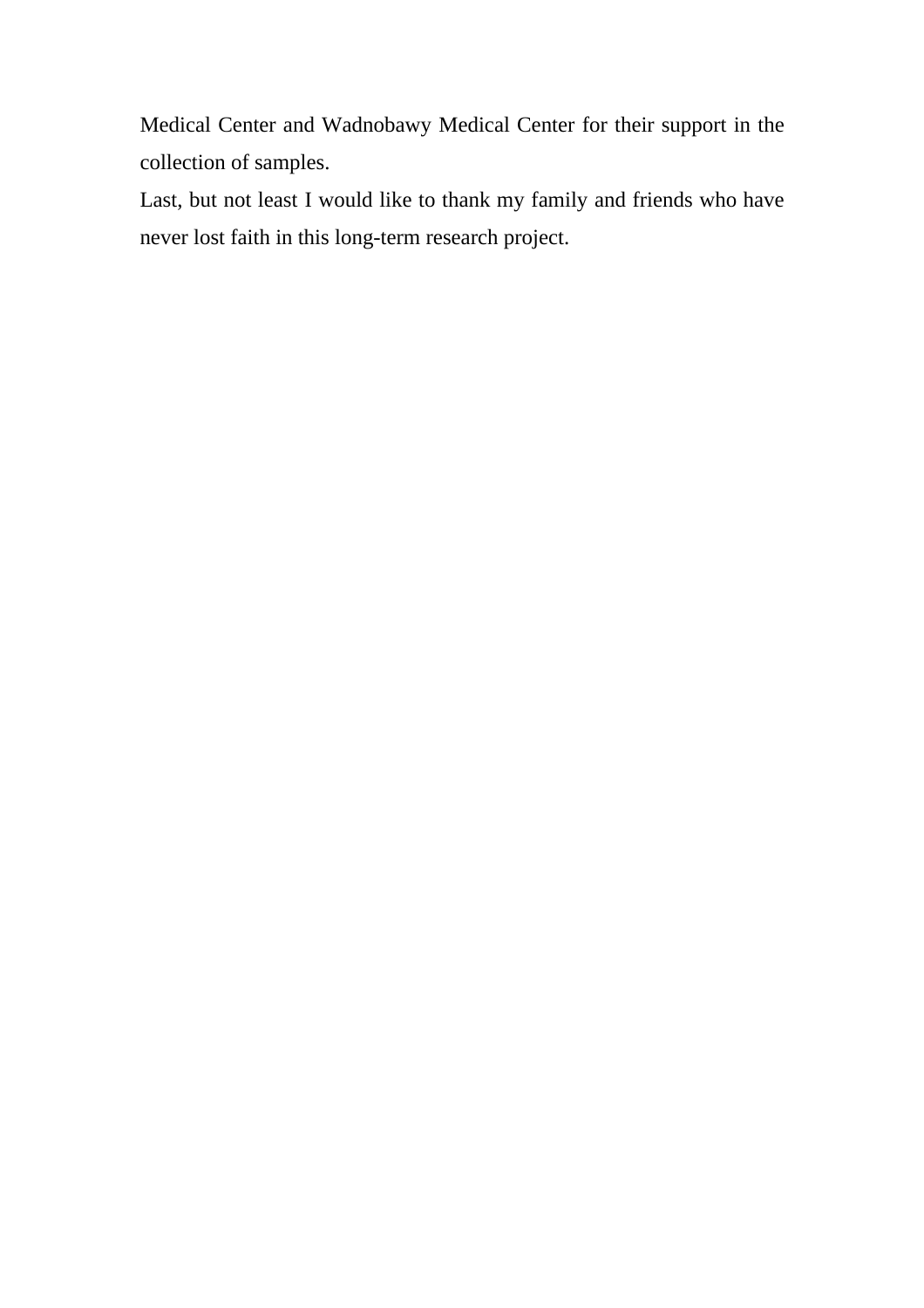Medical Center and Wadnobawy Medical Center for their support in the collection of samples.

Last, but not least I would like to thank my family and friends who have never lost faith in this long-term research project.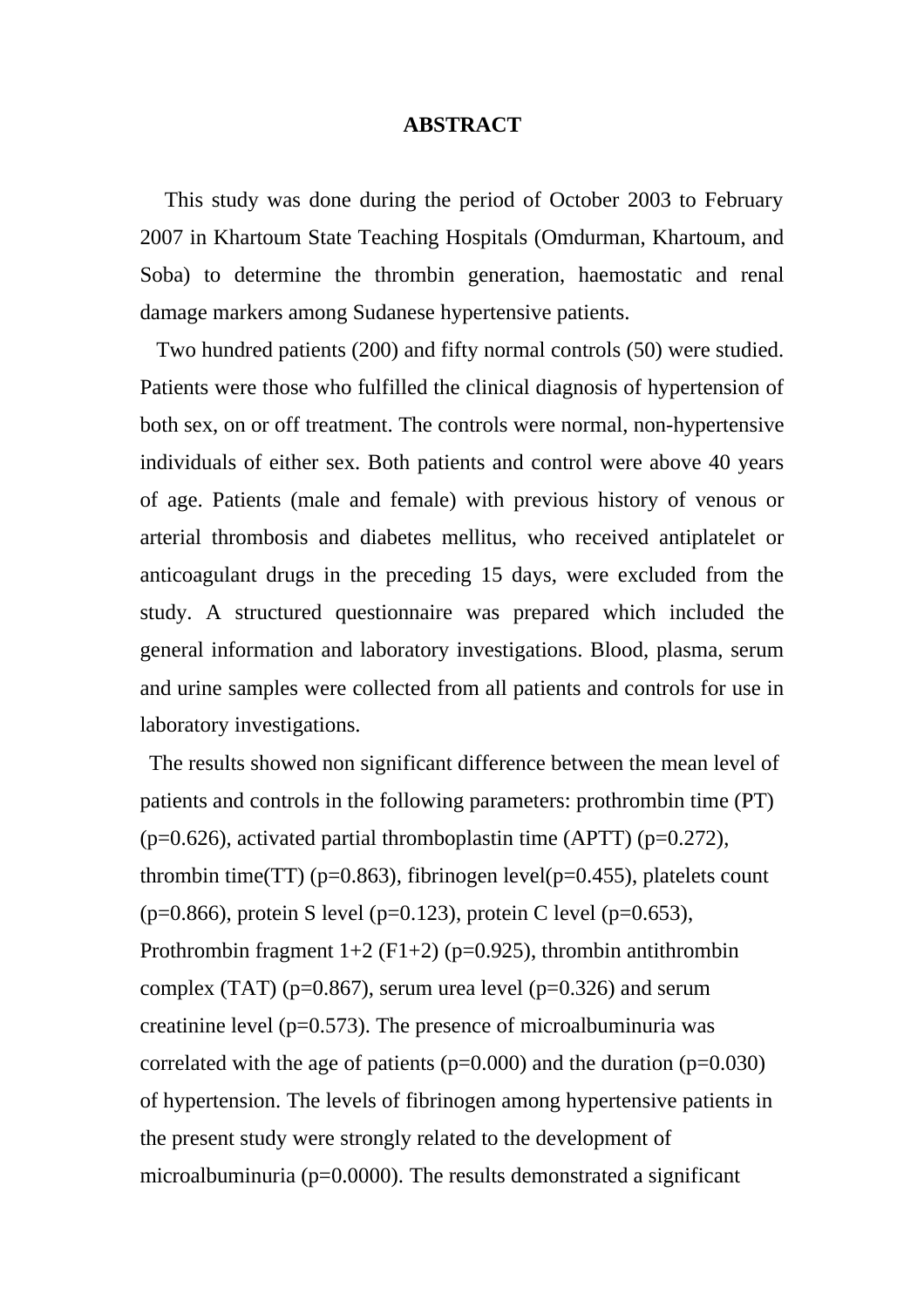# ABSTRACT

This study was done during the period of October 2003 to February 2007 in Khartoum State Teaching Hospitals (Omdurman, Khartoum, and Soba) to determine the thrombin generation, haemostatic and renal damage markers among Sudanese hypertensive patients.

Two hundred patients (200) and fifty normal controls (50) were studied. Patients were those who fulfilled the clinical diagnosis of hypertension of both sex, on or off treatment. The controls were normal, non-hypertensive individuals of either sex. Both patients and control were above 40 years of age. Patients (male and female) with previous history of venous or arterial thrombosis and diabetes mellitus, who received antiplatelet or anticoagulant drugs in the preceding 15 days, were excluded from the study. A structured questionnaire was prepared which included the general information and laboratory investigations. Blood, plasma, serum and urine samples were collected from all patients and controls for use in laboratory investigations.

The results showed non significant difference between the mean level of patients and controls in the following parameters: prothrombin time (PT) ($p=0.626$), activated partial thromboplastin time (APTT) ($p=0.272$), thrombin time(TT) ($p=0.863$), fibrinogen level($p=0.455$), platelets count ($p=0.866$), protein S level ($p=0.123$), protein C level ($p=0.653$), Prothrombin fragment 1+2 (F1+2) ($p=0.925$), thrombin antithrombin complex (TAT) ($p=0.867$), serum urea level ($p=0.326$) and serum creatinine level ($p=0.573$). The presence of microalbuminuria was correlated with the age of patients ($p=0.000$) and the duration ($p=0.030$) of hypertension. The levels of fibrinogen among hypertensive patients in the present study were strongly related to the development of microalbuminuria ($p=0.0000$). The results demonstrated a significant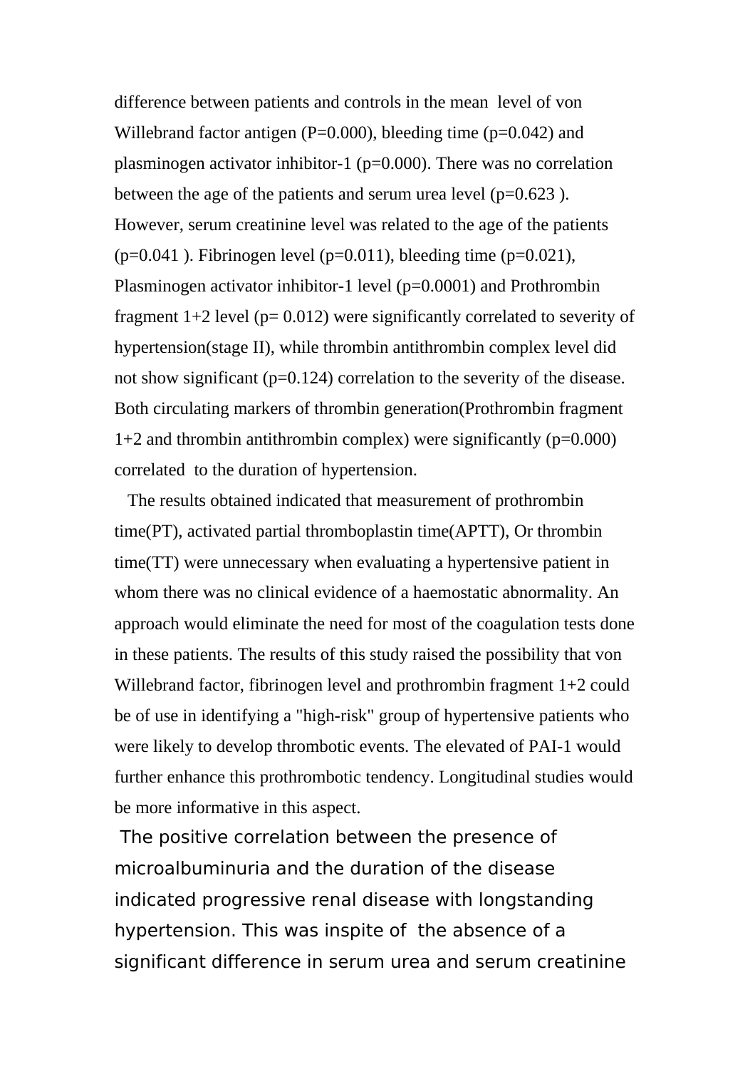difference between patients and controls in the mean level of von Willebrand factor antigen (P=0.000), bleeding time (p=0.042) and plasminogen activator inhibitor-1 (p=0.000). There was no correlation between the age of the patients and serum urea level (p=0.623 ). However, serum creatinine level was related to the age of the patients (p=0.041 ). Fibrinogen level (p=0.011), bleeding time (p=0.021), Plasminogen activator inhibitor-1 level (p=0.0001) and Prothrombin fragment 1+2 level (p= 0.012) were significantly correlated to severity of hypertension(stage II), while thrombin antithrombin complex level did not show significant (p=0.124) correlation to the severity of the disease. Both circulating markers of thrombin generation(Prothrombin fragment 1+2 and thrombin antithrombin complex) were significantly (p=0.000) correlated to the duration of hypertension.

The results obtained indicated that measurement of prothrombin time(PT), activated partial thromboplastin time(APTT), Or thrombin time(TT) were unnecessary when evaluating a hypertensive patient in whom there was no clinical evidence of a haemostatic abnormality. An approach would eliminate the need for most of the coagulation tests done in these patients. The results of this study raised the possibility that von Willebrand factor, fibrinogen level and prothrombin fragment 1+2 could be of use in identifying a "high-risk" group of hypertensive patients who were likely to develop thrombotic events. The elevated of PAI-1 would further enhance this prothrombotic tendency. Longitudinal studies would be more informative in this aspect.

The positive correlation between the presence of microalbuminuria and the duration of the disease indicated progressive renal disease with longstanding hypertension. This was inspite of the absence of a significant difference in serum urea and serum creatinine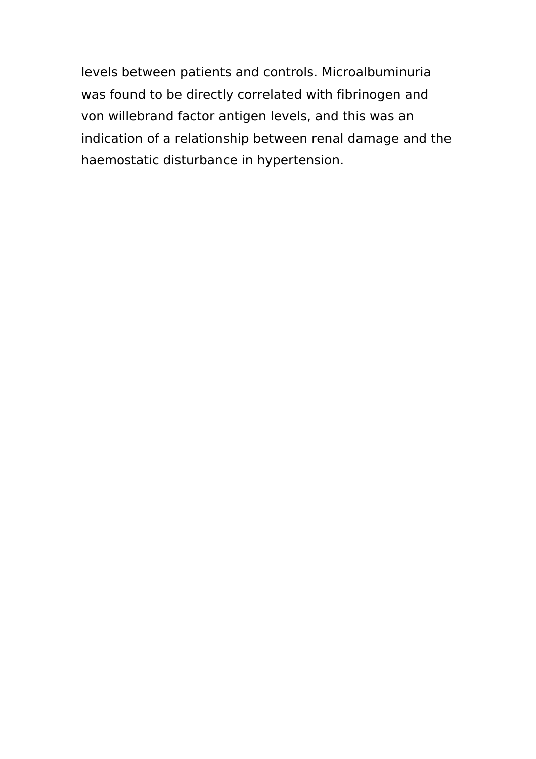levels between patients and controls. Microalbuminuria was found to be directly correlated with fibrinogen and von willebrand factor antigen levels, and this was an indication of a relationship between renal damage and the haemostatic disturbance in hypertension.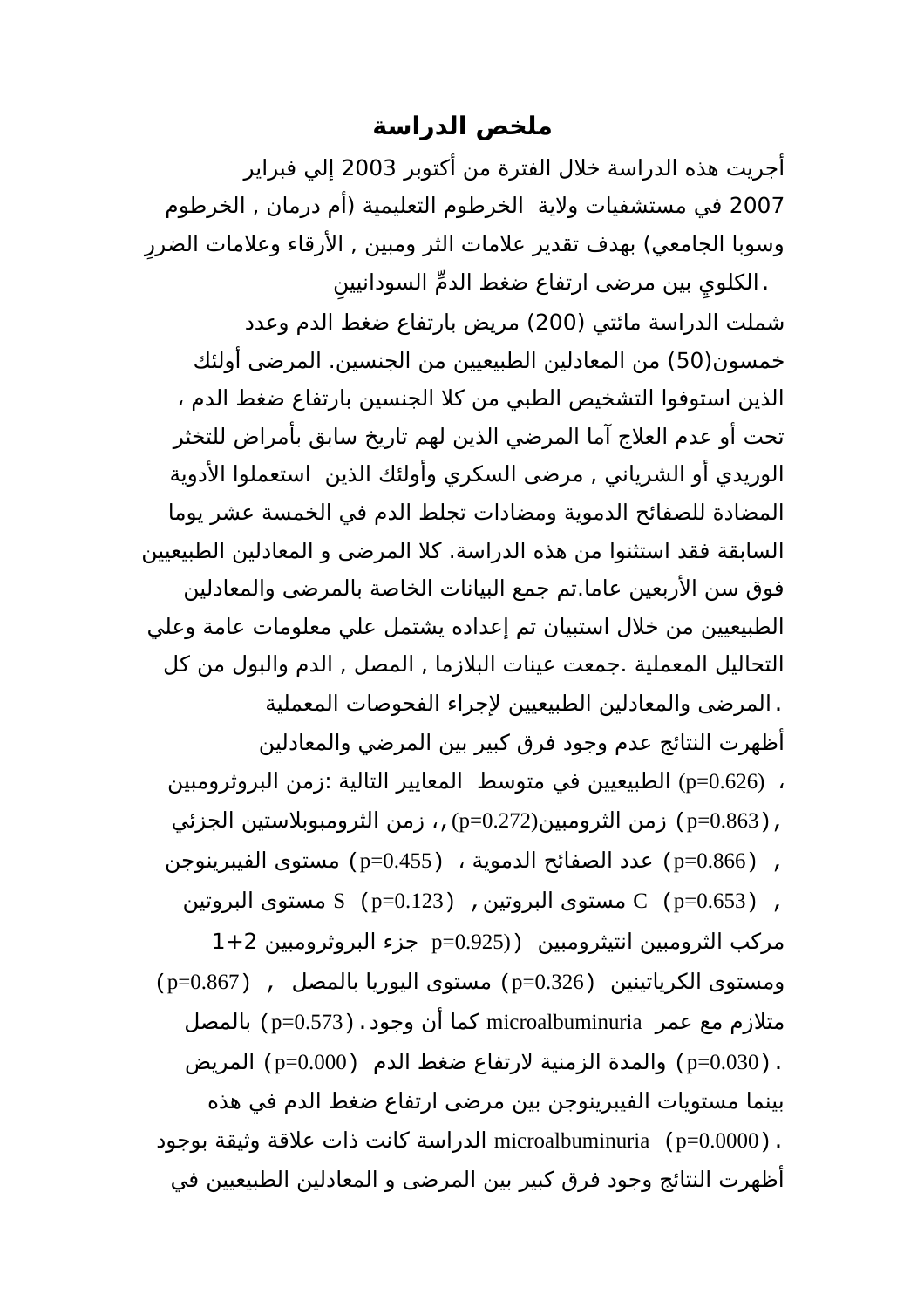## ملخص الدراسة

أجريت هذه الدراسة خلال الفترة من أكتوبر 2003 إلي فبراير 2007 في مستشفيات ولاية الخرطوم التعليمية (أم درمان , الخرطوم وسوبا الجامعي) بهدف تقدير علامات الثر ومبين , الأرقاء وعلامات الضررِ الكلويِ بين مرضى ارتفاع ضغط الدمِّ السودانيينِ.

شملت الدراسة مائتي (200) مريض بارتفاع ضغط الدم وعدد خمسون(50) من المعادلين الطبيعيين من الجنسين. المرضى أولئك الذين استوفوا التشخيص الطبي من كلا الجنسين بارتفاع ضغط الدم ، تحت أو عدم العلاج آما المرضي الذين لهم تاريخ سابق بأمراض للتخثر الوريدي أو الشرياني , مرضى السكري وأولئك الذين استعملوا الأدوية المضادة للصفائح الدموية ومضادات تجلط الدم في الخمسة عشر يوما السابقة فقد استثنوا من هذه الدراسة. كلا المرضى و المعادلين الطبيعيين فوق سن الأربعين عاما.تم جمع البيانات الخاصة بالمرضى والمعادلين الطبيعيين من خلال استبيان تم إعداده يشتمل علي معلومات عامة وعلي التحاليل المعملية .جمعت عينات البلازما , المصل , الدم والبول من كل المرضى والمعادلين الطبيعيين لإجراء الفحوصات المعملية.

أظهرت النتائج عدم وجود فرق كبير بين المرضي والمعادلين الطبيعيين في متوسط المعايير التالية :زمن البروثرومبين (p=0.626) ، زمن الثرومبين(p=0.272) ،, زمن الثرومبوبلاستين الجزئي (p=0.863) , عدد الصفائح الدموية ، (p=0.866) مستوى الفيبرينوجن (p=0.455) , مستوى البروتين C (p=0.653) , مستوى البروتين S (p=0.123) , مركب الثرومبين انتيثرومبين (p=0.925) جزء البروثرومبين 1+2 (p=0.867) , مستوى اليوريا بالمصل (p=0.326) ومستوى الكرياتينين بالمصل (p=0.573). كما أن وجود microalbuminuria متلازم مع عمر المريض (p=0.000) والمدة الزمنية لارتفاع ضغط الدم (p=0.030). بينما مستويات الفيبرينوجن بين مرضى ارتفاع ضغط الدم في هذه الدراسة كانت ذات علاقة وثيقة بوجود microalbuminuria (p=0.0000).

أظهرت النتائج وجود فرق كبير بين المرضى و المعادلين الطبيعيين في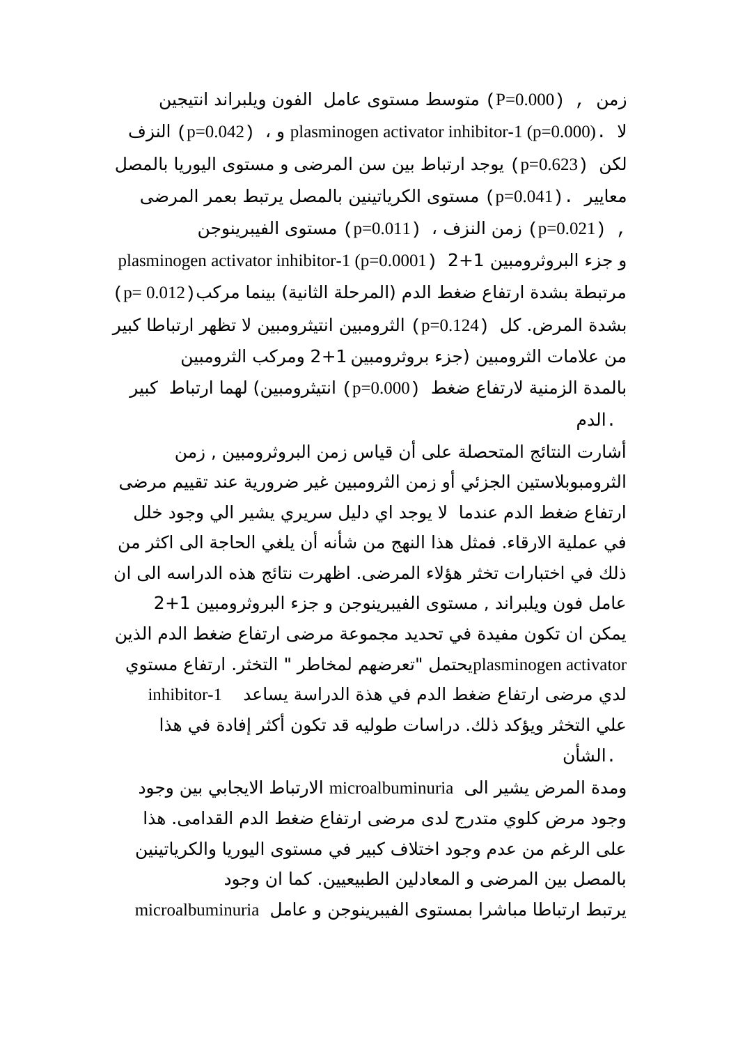زمن , (P=0.000) متوسط مستوى عامل الفون ويلبراند انتيجين
لا . plasminogen activator inhibitor-1 (p=0.000) و ، (p=0.042) النزف
لكن (p=0.623) يوجد ارتباط بين سن المرضى و مستوى اليوريا بالمصل
معايير . (p=0.041) مستوى الكرياتينين بالمصل يرتبط بعمر المرضى
, (p=0.021) زمن النزف ، (p=0.011) مستوى الفيبرينوجن
و جزء البروثرومبين 1+2 plasminogen activator inhibitor-1 (p=0.0001)
مرتبطة بشدة ارتفاع ضغط الدم (المرحلة الثانية) بينما مركب (p= 0.012)
بشدة المرض. كل (p=0.124) الثرومبين انتيثرومبين لا تظهر ارتباطا كبير
من علامات الثرومبين (جزء بروثرومبين 1+2 ومركب الثرومبين
بالمدة الزمنية لارتفاع ضغط (p=0.000) انتيثرومبين) لهما ارتباط كبير
الدم.

أشارت النتائج المتحصلة على أن قياس زمن البروثرومبين , زمن الثرومبوبلاستين الجزئي أو زمن الثرومبين غير ضرورية عند تقييم مرضى ارتفاع ضغط الدم عندما لا يوجد اي دليل سريري يشير الي وجود خلل في عملية الارقاء. فمثل هذا النهج من شأنه أن يلغي الحاجة الى اكثر من ذلك في اختبارات تخثر هؤلاء المرضى. اظهرت نتائج هذه الدراسه الى ان عامل فون ويلبراند , مستوى الفيبرينوجن و جزء البروثرومبين 1+2 يمكن ان تكون مفيدة في تحديد مجموعة مرضى ارتفاع ضغط الدم الذين يحتمل "تعرضهم لمخاطر " التخثر. ارتفاع مستوي plasminogen activator inhibitor-1 لدي مرضى ارتفاع ضغط الدم في هذة الدراسة يساعد علي التخثر ويؤكد ذلك. دراسات طوليه قد تكون أكثر إفادة في هذا الشأن.

الارتباط الايجابي بين وجود microalbuminuria ومدة المرض يشير الى وجود مرض كلوي متدرج لدى مرضى ارتفاع ضغط الدم القدامى. هذا على الرغم من عدم وجود اختلاف كبير في مستوى اليوريا والكرياتينين بالمصل بين المرضى و المعادلين الطبيعيين. كما ان وجود microalbuminuria يرتبط ارتباطا مباشرا بمستوى الفيبرينوجن و عامل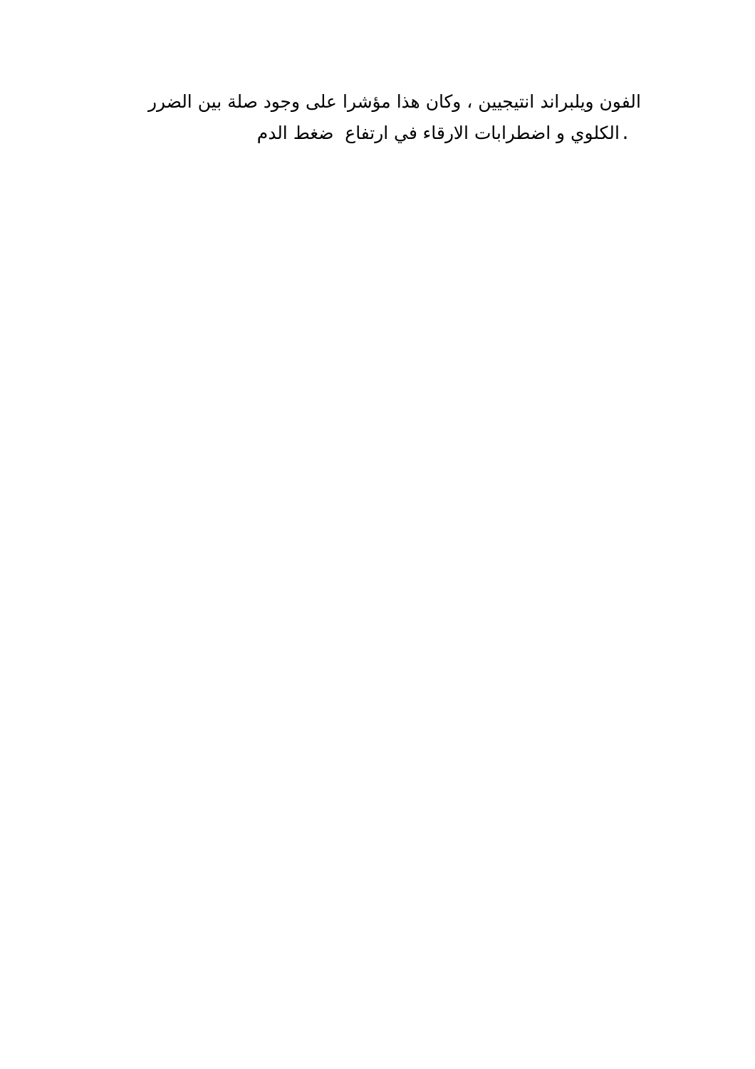الفون ويلبراند انتيجيين ، وكان هذا مؤشرا على وجود صلة بين الضرر الكلوي و اضطرابات الارقاء في ارتفاع ضغط الدم.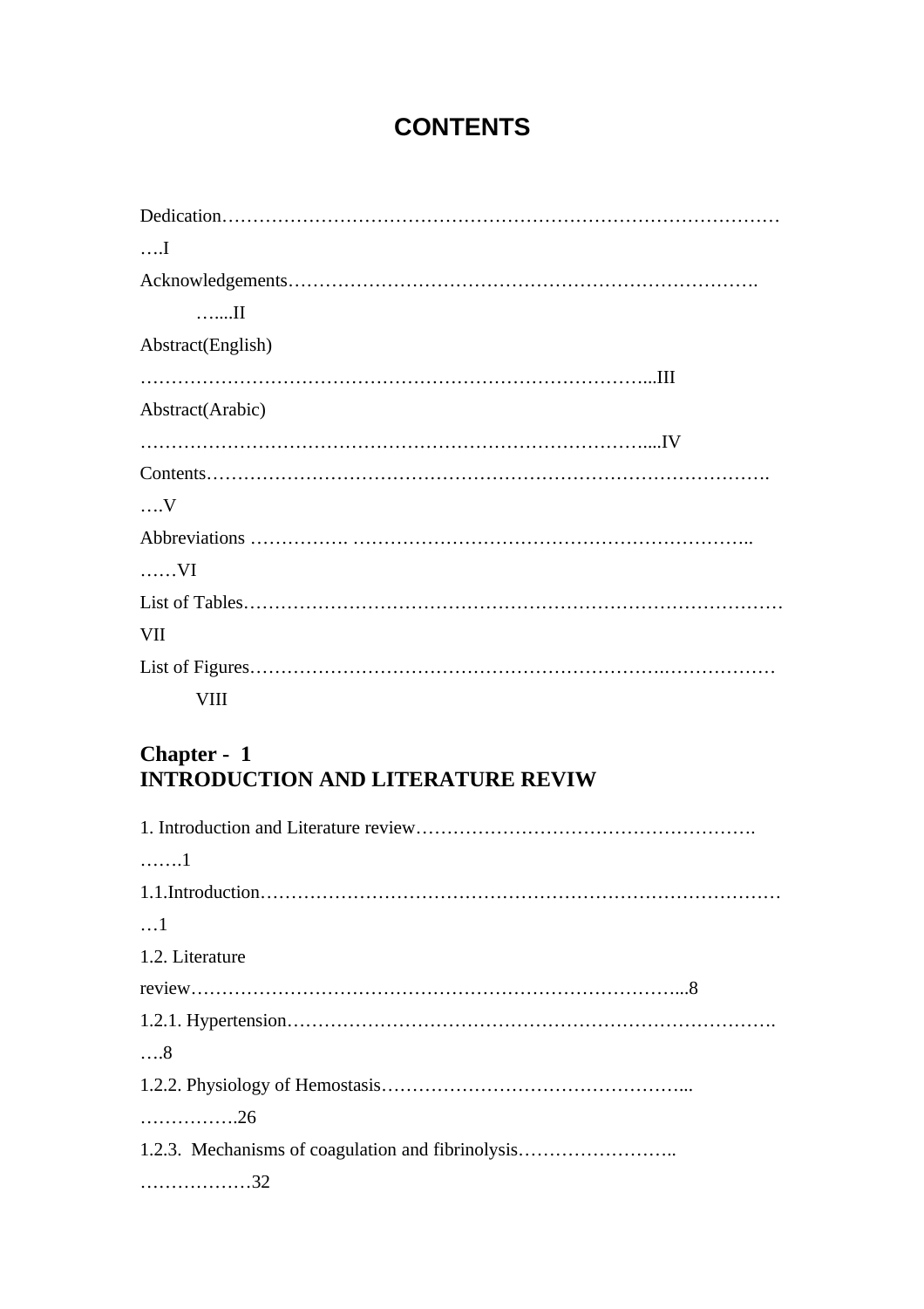# CONTENTS

Dedication………………………………………………………………………………….I

Acknowledgements……………………………………………………………….…....II

Abstract(English) ………………………………………………………………………...III

Abstract(Arabic) ………………………………………………………………………....IV

Contents……………………………………………………………………………….….V

Abbreviations ……………. ………………………………………………………..……VI

List of Tables…………………………………………………………………………… VII

List of Figures…………………………………………………………….……………… VIII

## Chapter - 1
## INTRODUCTION AND LITERATURE REVIW

1. Introduction and Literature review……………………………………………….…….1

1.1.Introduction……………………………………………………………………………1

1.2. Literature review……………………………………………………………………...8

1.2.1. Hypertension…………………………………………………………………….….8

1.2.2. Physiology of Hemostasis…………………………………………...…………….26

1.2.3. Mechanisms of coagulation and fibrinolysis……………………..………………32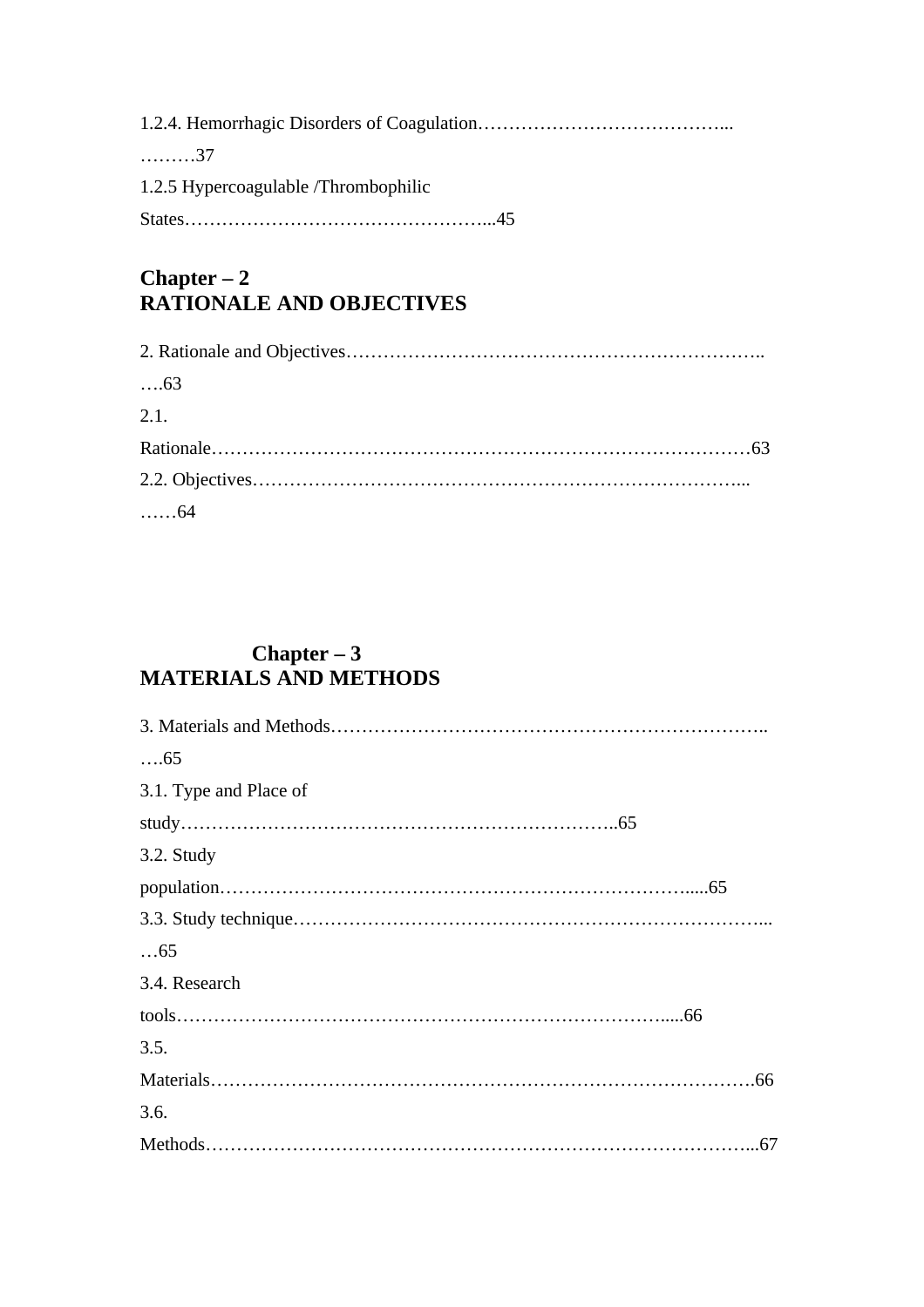1.2.4. Hemorrhagic Disorders of Coagulation…………………………………...
………37

1.2.5 Hypercoagulable /Thrombophilic
States…………………………………………...45

## Chapter – 2
## RATIONALE AND OBJECTIVES

2. Rationale and Objectives………………………………………………………..
….63

2.1.
Rationale……………………………………………………………………………63

2.2. Objectives……………………………………………………………………...
……64

## Chapter – 3
## MATERIALS AND METHODS

3. Materials and Methods……………………………………………………………..
….65

3.1. Type and Place of
study…………………………………………………………..65

3.2. Study
population………………………………………………………………….....65

3.3. Study technique…………………………………………………………………...
…65

3.4. Research
tools………………………….……………………………………….....66

3.5.
Materials…………………………………………………………………………….66

3.6.
Methods…………………………………………………………………………...67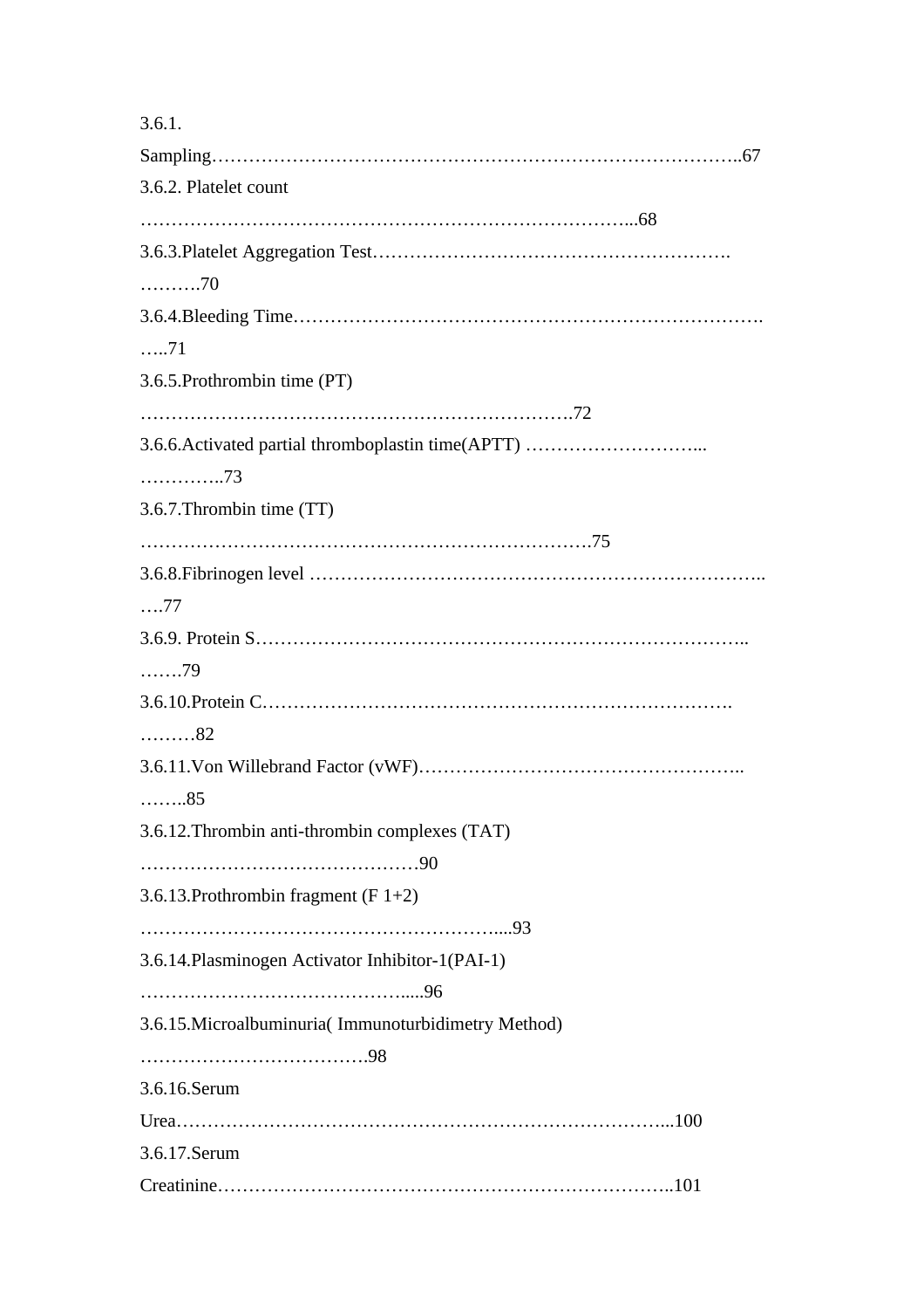3.6.1. Sampling……………………………………………………………………………..67

3.6.2. Platelet count ………………………………………………………………...68

3.6.3.Platelet Aggregation Test…………………………………………………. ……….70

3.6.4.Bleeding Time…………………………………………………………………. …..71

3.6.5.Prothrombin time (PT) ……………………………………………………………….72

3.6.6.Activated partial thromboplastin time(APTT) ………………………... …………..73

3.6.7.Thrombin time (TT) ……………………………………………………………….75

3.6.8.Fibrinogen level ……………………………………………………………….. ….77

3.6.9. Protein S……………………………………………………………………….. …….79

3.6.10.Protein C…………………………………………………………………. ………82

3.6.11.Von Willebrand Factor (vWF)…………………………………………….. ……..85

3.6.12.Thrombin anti-thrombin complexes (TAT) ………………………………………90

3.6.13.Prothrombin fragment (F 1+2) …………………………………………………....93

3.6.14.Plasminogen Activator Inhibitor-1(PAI-1) …………………………………......96

3.6.15.Microalbuminuria( Immunoturbidimetry Method) ……………………………….98

3.6.16.Serum Urea…………………………………………………………………………...100

3.6.17.Serum Creatinine……………………………………………………………………..101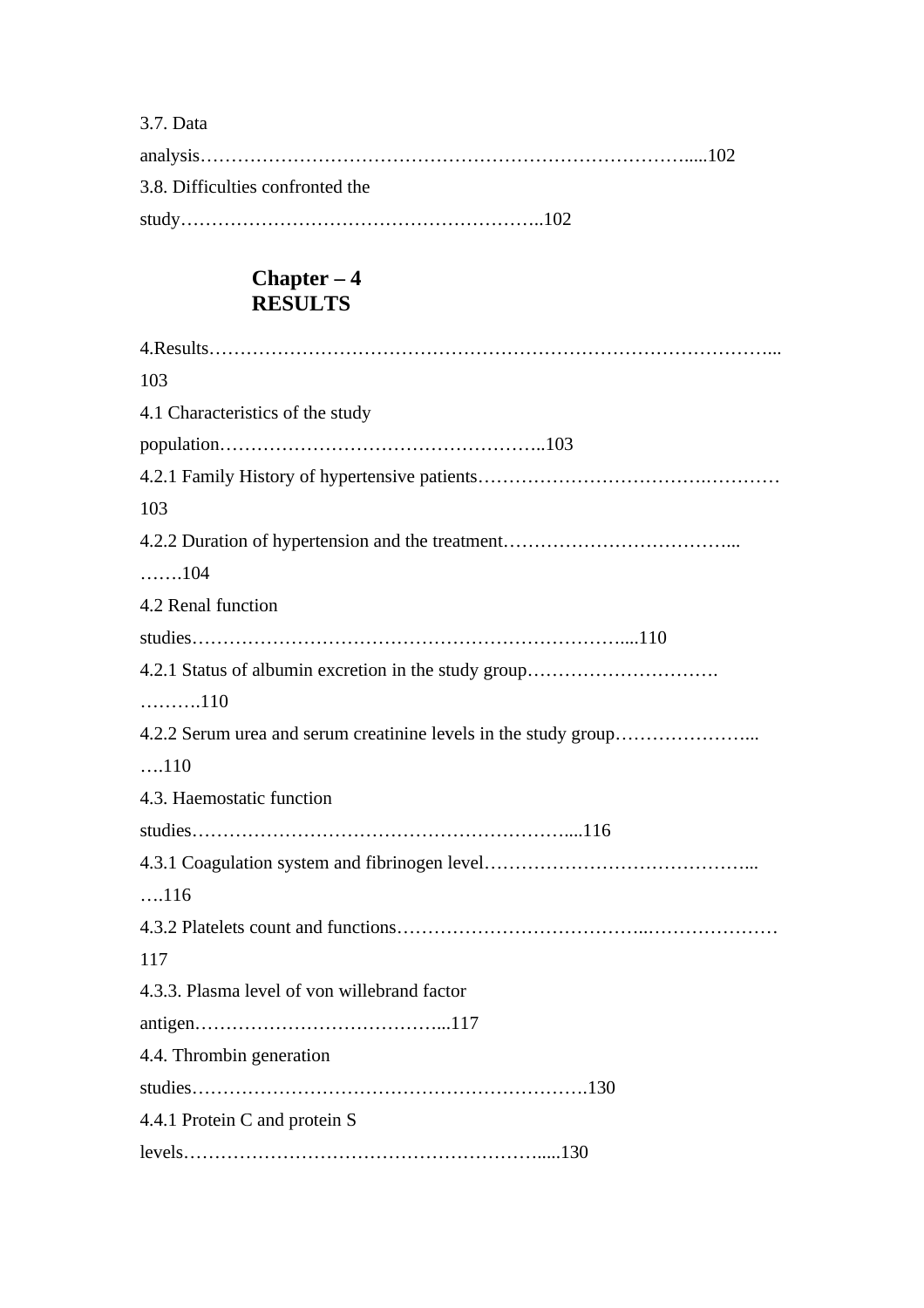3.7. Data analysis………………………………………………………………………......102

3.8. Difficulties confronted the study…………………………………………………..102

## Chapter – 4
## RESULTS

4.Results………………………………………………………………………………... 103

4.1 Characteristics of the study population……………………………………………..103

4.2.1 Family History of hypertensive patients…………………………….………… 103

4.2.2 Duration of hypertension and the treatment……………………………...…….104

4.2 Renal function studies……………………………………………….……….....110

4.2.1 Status of albumin excretion in the study group………………………….……….110

4.2.2 Serum urea and serum creatinine levels in the study group…………………...….110

4.3. Haemostatic function studies…………………………………………………....116

4.3.1 Coagulation system and fibrinogen level……………………………………...….116

4.3.2 Platelets count and functions………………………………..………………… 117

4.3.3. Plasma level of von willebrand factor antigen…………………………………...117

4.4. Thrombin generation studies…………………………………………………….130

4.4.1 Protein C and protein S levels………………………………………………….....130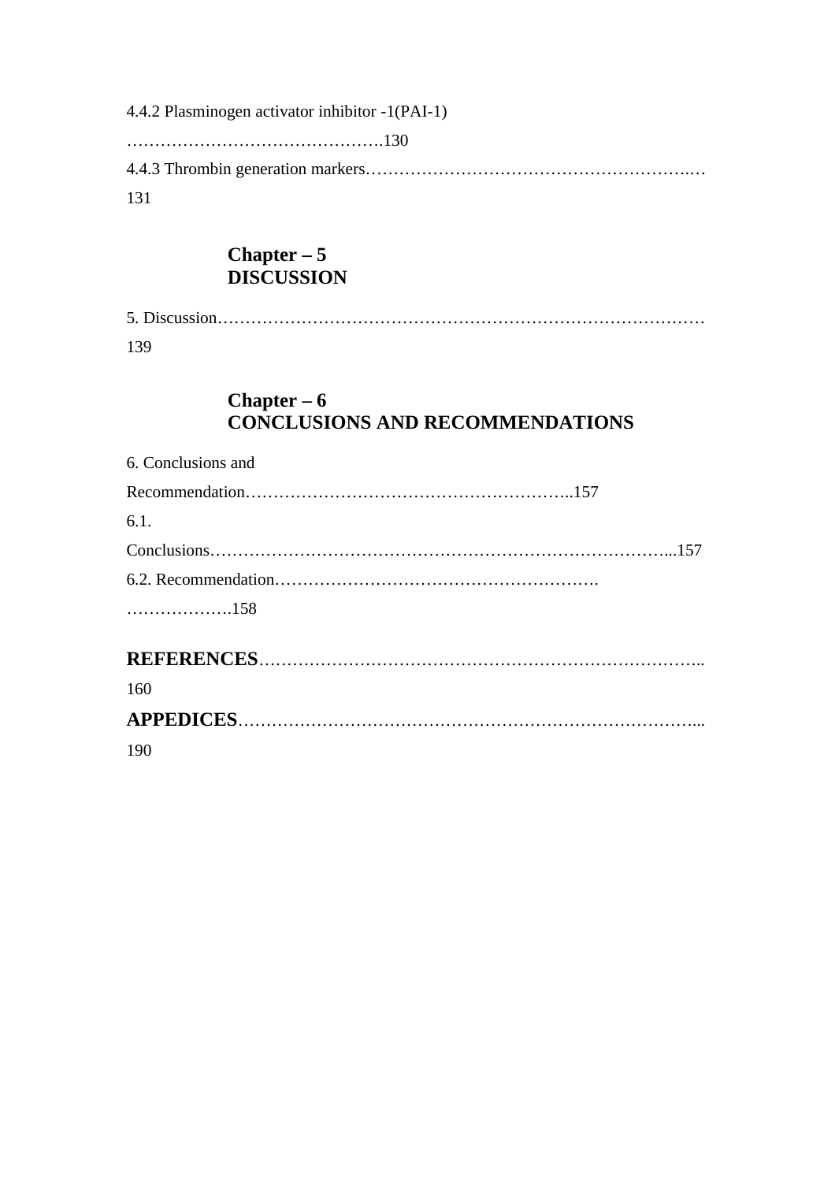4.4.2 Plasminogen activator inhibitor -1(PAI-1)
……………………………………….130

4.4.3 Thrombin generation markers……………………………………………….…131

## Chapter – 5
## DISCUSSION

5. Discussion…………………………………………………………………………139

## Chapter – 6
## CONCLUSIONS AND RECOMMENDATIONS

6. Conclusions and Recommendation…………………………………………………..157

6.1. Conclusions…………………………………………………………………...157

6.2. Recommendation…………………………………………………. ……………….158

**REFERENCES**…………………………………………………………………..160

**APPEDICES**……………………………………………………………………...190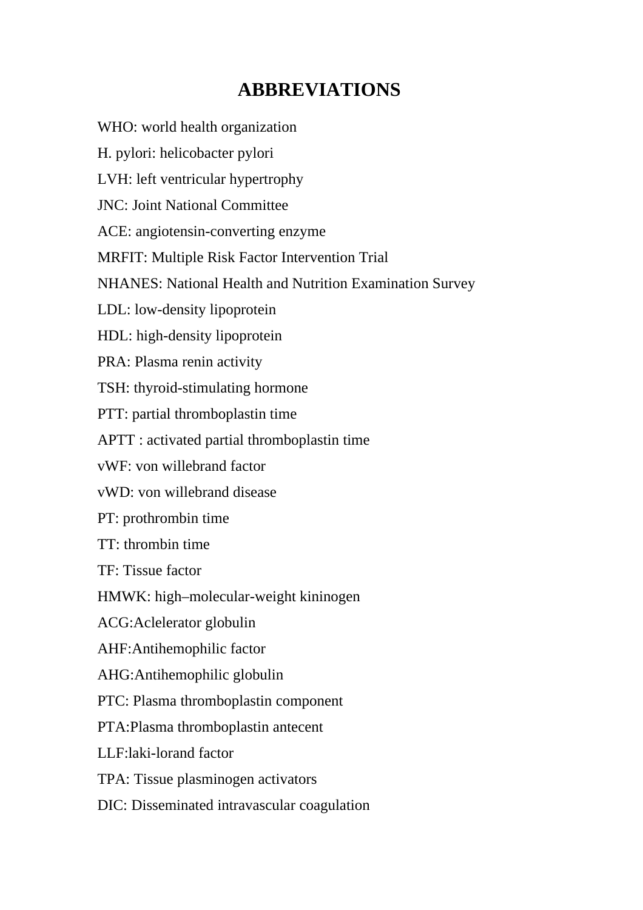# ABBREVIATIONS

WHO: world health organization

H. pylori: helicobacter pylori

LVH: left ventricular hypertrophy

JNC: Joint National Committee

ACE: angiotensin-converting enzyme

MRFIT: Multiple Risk Factor Intervention Trial

NHANES: National Health and Nutrition Examination Survey

LDL: low-density lipoprotein

HDL: high-density lipoprotein

PRA: Plasma renin activity

TSH: thyroid-stimulating hormone

PTT: partial thromboplastin time

APTT : activated partial thromboplastin time

vWF: von willebrand factor

vWD: von willebrand disease

PT: prothrombin time

TT: thrombin time

TF: Tissue factor

HMWK: high–molecular-weight kininogen

ACG:Aclelerator globulin

AHF:Antihemophilic factor

AHG:Antihemophilic globulin

PTC: Plasma thromboplastin component

PTA:Plasma thromboplastin antecent

LLF:laki-lorand factor

TPA: Tissue plasminogen activators

DIC: Disseminated intravascular coagulation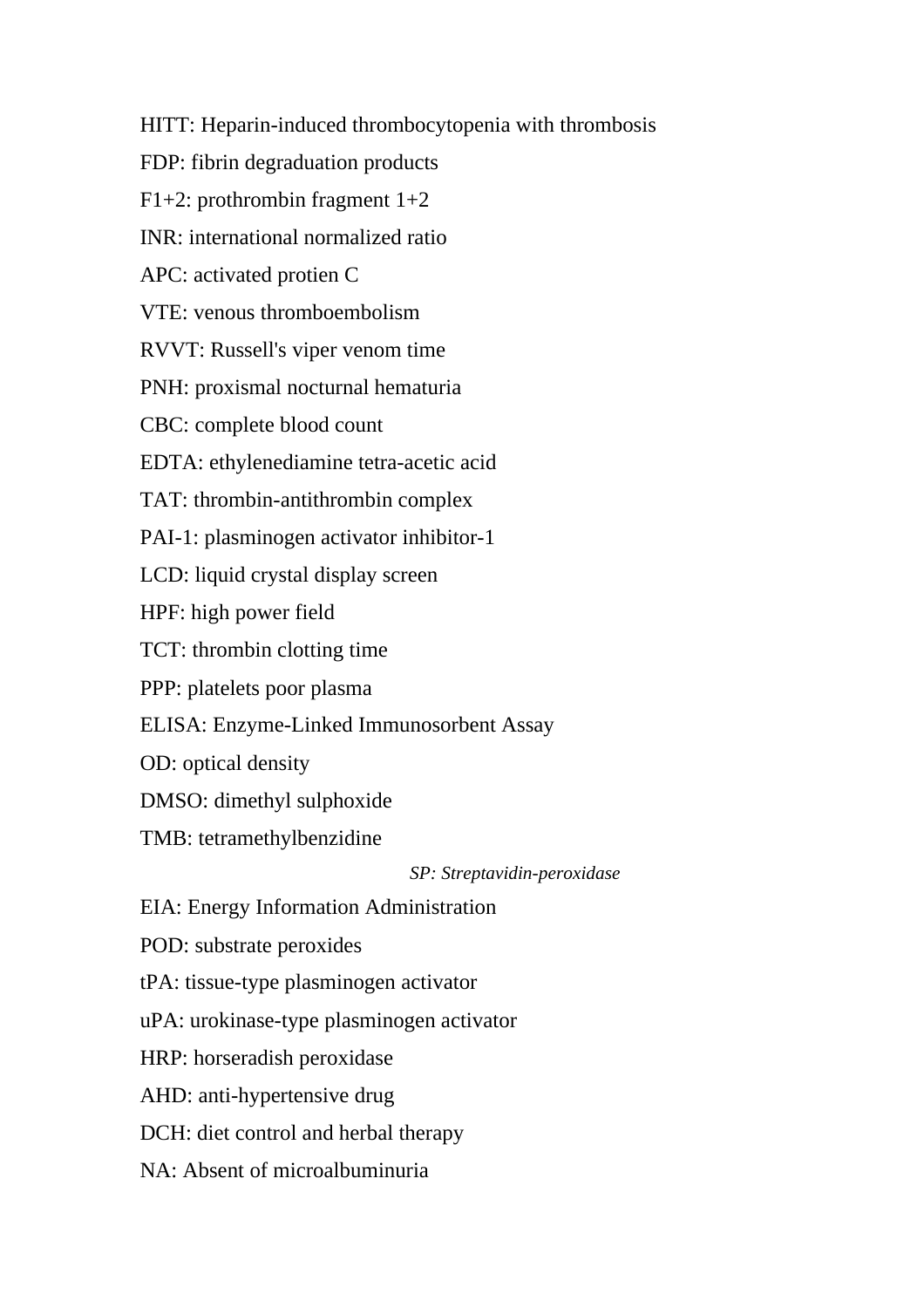HITT: Heparin-induced thrombocytopenia with thrombosis

FDP: fibrin degraduation products

F1+2: prothrombin fragment 1+2

INR: international normalized ratio

APC: activated protien C

VTE: venous thromboembolism

RVVT: Russell's viper venom time

PNH: proxismal nocturnal hematuria

CBC: complete blood count

EDTA: ethylenediamine tetra-acetic acid

TAT: thrombin-antithrombin complex

PAI-1: plasminogen activator inhibitor-1

LCD: liquid crystal display screen

HPF: high power field

TCT: thrombin clotting time

PPP: platelets poor plasma

ELISA: Enzyme-Linked Immunosorbent Assay

OD: optical density

DMSO: dimethyl sulphoxide

TMB: tetramethylbenzidine

*SP: Streptavidin-peroxidase*

EIA: Energy Information Administration

POD: substrate peroxides

tPA: tissue-type plasminogen activator

uPA: urokinase-type plasminogen activator

HRP: horseradish peroxidase

AHD: anti-hypertensive drug

DCH: diet control and herbal therapy

NA: Absent of microalbuminuria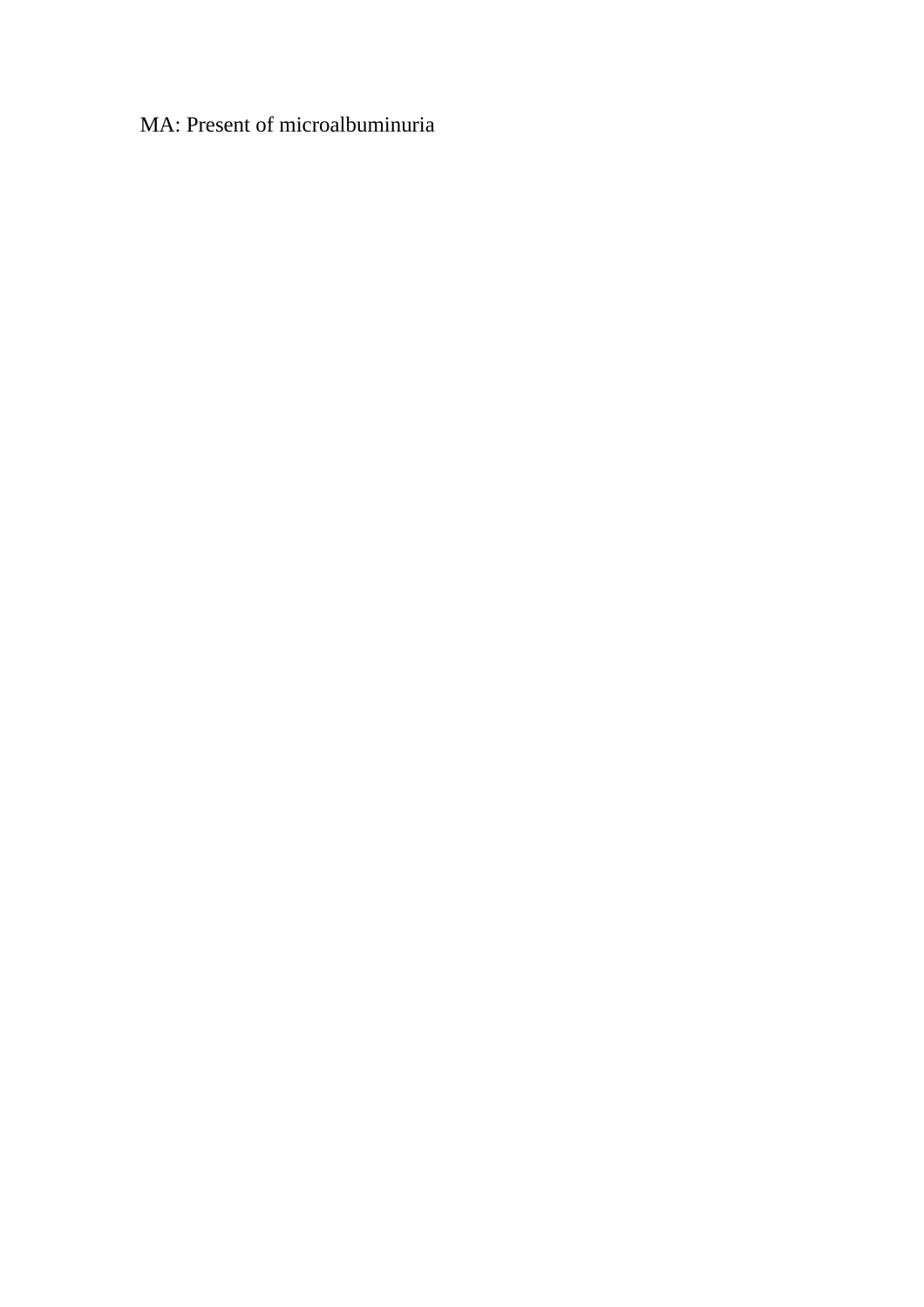MA: Present of microalbuminuria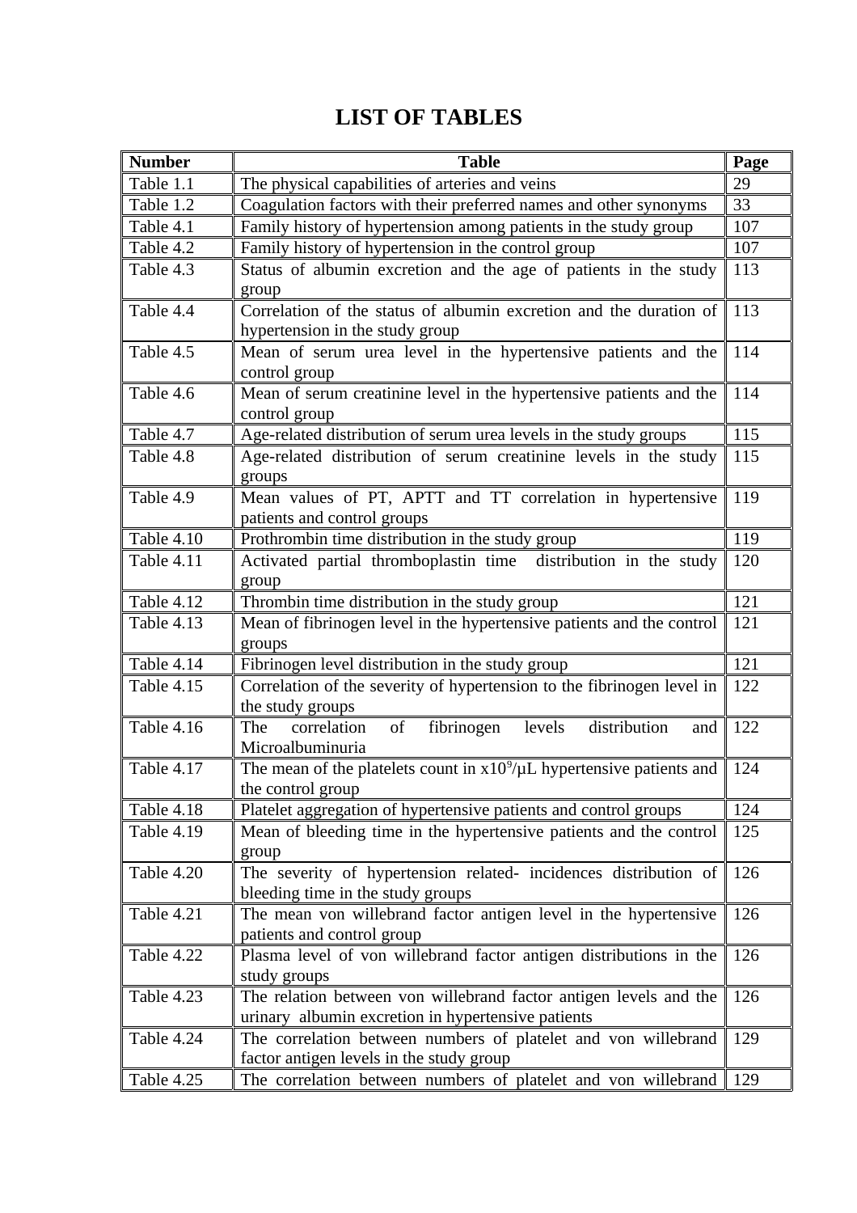# LIST OF TABLES

| Number | Table | Page |
|---|---|---|
| Table 1.1 | The physical capabilities of arteries and veins | 29 |
| Table 1.2 | Coagulation factors with their preferred names and other synonyms | 33 |
| Table 4.1 | Family history of hypertension among patients in the study group | 107 |
| Table 4.2 | Family history of hypertension in the control group | 107 |
| Table 4.3 | Status of albumin excretion and the age of patients in the study group | 113 |
| Table 4.4 | Correlation of the status of albumin excretion and the duration of hypertension in the study group | 113 |
| Table 4.5 | Mean of serum urea level in the hypertensive patients and the control group | 114 |
| Table 4.6 | Mean of serum creatinine level in the hypertensive patients and the control group | 114 |
| Table 4.7 | Age-related distribution of serum urea levels in the study groups | 115 |
| Table 4.8 | Age-related distribution of serum creatinine levels in the study groups | 115 |
| Table 4.9 | Mean values of PT, APTT and TT correlation in hypertensive patients and control groups | 119 |
| Table 4.10 | Prothrombin time distribution in the study group | 119 |
| Table 4.11 | Activated partial thromboplastin time distribution in the study group | 120 |
| Table 4.12 | Thrombin time distribution in the study group | 121 |
| Table 4.13 | Mean of fibrinogen level in the hypertensive patients and the control groups | 121 |
| Table 4.14 | Fibrinogen level distribution in the study group | 121 |
| Table 4.15 | Correlation of the severity of hypertension to the fibrinogen level in the study groups | 122 |
| Table 4.16 | The correlation of fibrinogen levels distribution and Microalbuminuria | 122 |
| Table 4.17 | The mean of the platelets count in x$10^9$/µL hypertensive patients and the control group | 124 |
| Table 4.18 | Platelet aggregation of hypertensive patients and control groups | 124 |
| Table 4.19 | Mean of bleeding time in the hypertensive patients and the control group | 125 |
| Table 4.20 | The severity of hypertension related- incidences distribution of bleeding time in the study groups | 126 |
| Table 4.21 | The mean von willebrand factor antigen level in the hypertensive patients and control group | 126 |
| Table 4.22 | Plasma level of von willebrand factor antigen distributions in the study groups | 126 |
| Table 4.23 | The relation between von willebrand factor antigen levels and the urinary albumin excretion in hypertensive patients | 126 |
| Table 4.24 | The correlation between numbers of platelet and von willebrand factor antigen levels in the study group | 129 |
| Table 4.25 | The correlation between numbers of platelet and von willebrand | 129 |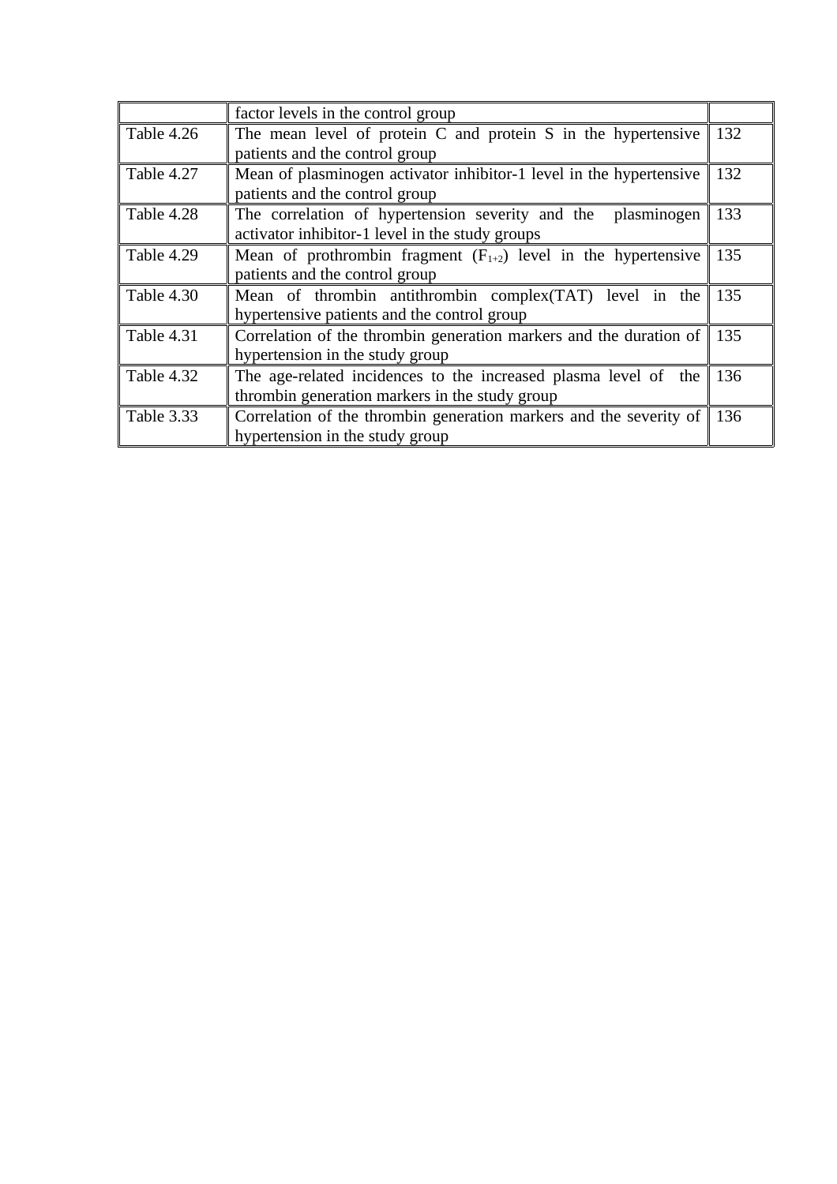| | | |
|---|---|---|
| | factor levels in the control group | |
| Table 4.26 | The mean level of protein C and protein S in the hypertensive patients and the control group | 132 |
| Table 4.27 | Mean of plasminogen activator inhibitor-1 level in the hypertensive patients and the control group | 132 |
| Table 4.28 | The correlation of hypertension severity and the plasminogen activator inhibitor-1 level in the study groups | 133 |
| Table 4.29 | Mean of prothrombin fragment ($F_{1+2}$) level in the hypertensive patients and the control group | 135 |
| Table 4.30 | Mean of thrombin antithrombin complex(TAT) level in the hypertensive patients and the control group | 135 |
| Table 4.31 | Correlation of the thrombin generation markers and the duration of hypertension in the study group | 135 |
| Table 4.32 | The age-related incidences to the increased plasma level of the thrombin generation markers in the study group | 136 |
| Table 3.33 | Correlation of the thrombin generation markers and the severity of hypertension in the study group | 136 |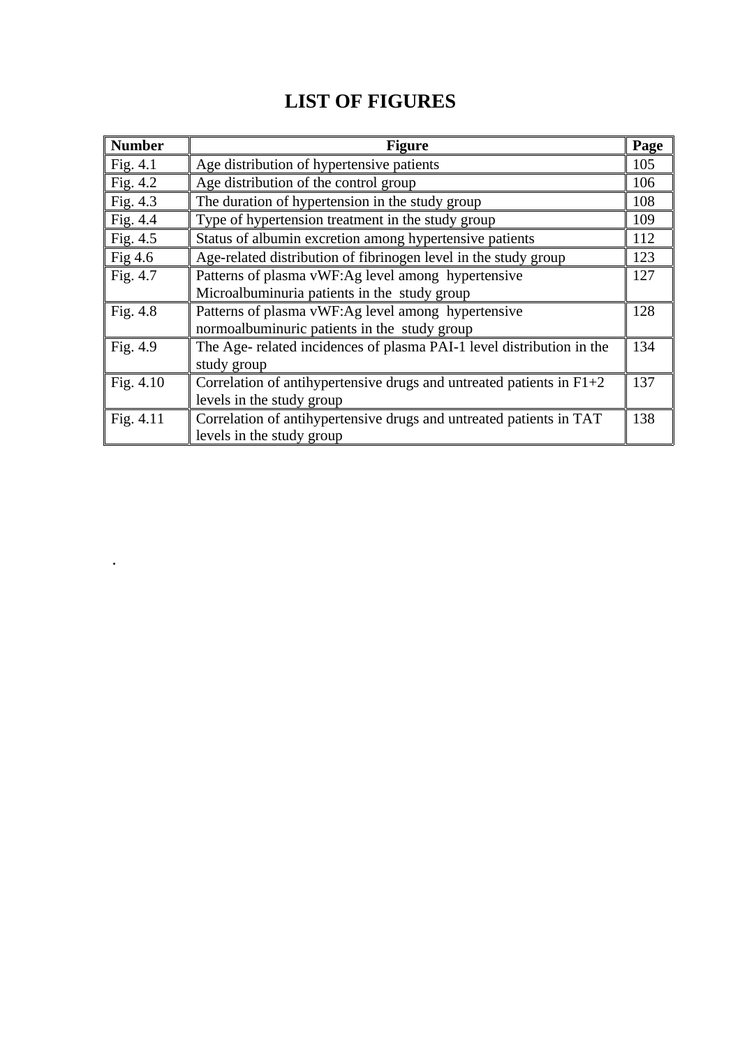# LIST OF FIGURES

| Number | Figure | Page |
|---|---|---|
| Fig. 4.1 | Age distribution of hypertensive patients | 105 |
| Fig. 4.2 | Age distribution of the control group | 106 |
| Fig. 4.3 | The duration of hypertension in the study group | 108 |
| Fig. 4.4 | Type of hypertension treatment in the study group | 109 |
| Fig. 4.5 | Status of albumin excretion among hypertensive patients | 112 |
| Fig 4.6 | Age-related distribution of fibrinogen level in the study group | 123 |
| Fig. 4.7 | Patterns of plasma vWF:Ag level among hypertensive Microalbuminuria patients in the study group | 127 |
| Fig. 4.8 | Patterns of plasma vWF:Ag level among hypertensive normoalbuminuric patients in the study group | 128 |
| Fig. 4.9 | The Age- related incidences of plasma PAI-1 level distribution in the study group | 134 |
| Fig. 4.10 | Correlation of antihypertensive drugs and untreated patients in F1+2 levels in the study group | 137 |
| Fig. 4.11 | Correlation of antihypertensive drugs and untreated patients in TAT levels in the study group | 138 |